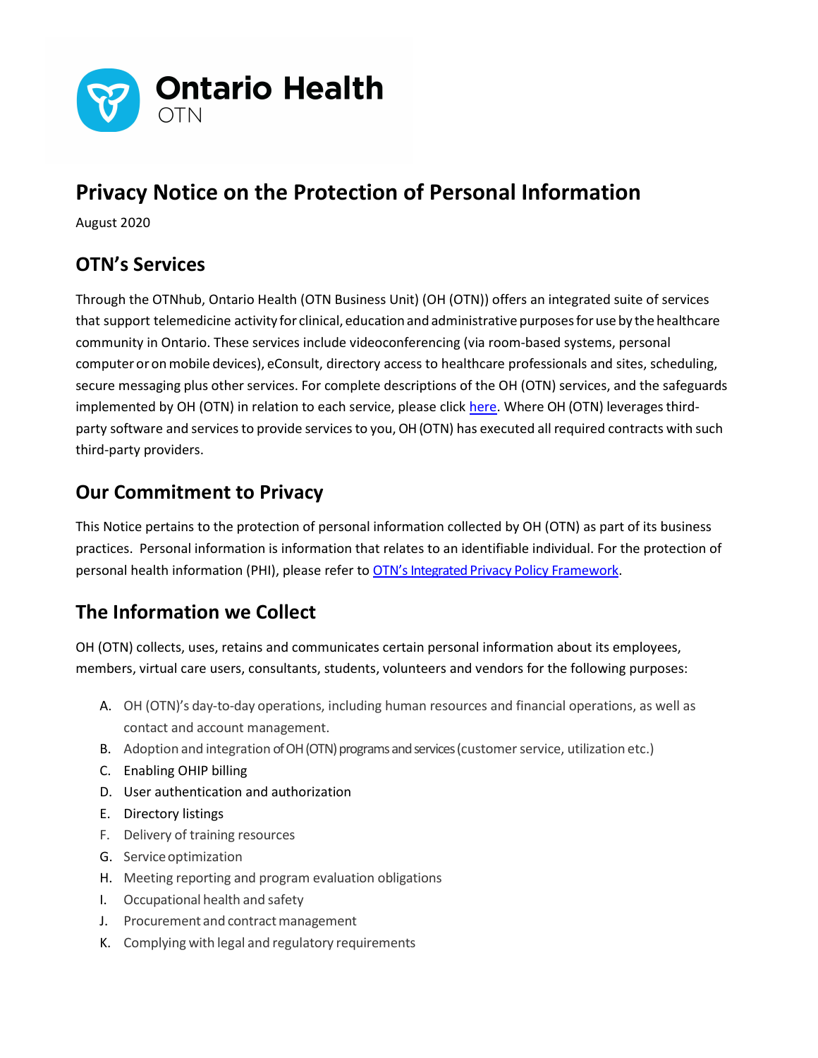Ontario Health
OTN

# Privacy Notice on the Protection of Personal Information

August 2020

## OTN's Services

Through the OTNhub, Ontario Health (OTN Business Unit) (OH (OTN)) offers an integrated suite of services that support telemedicine activity for clinical, education and administrative purposes for use by the healthcare community in Ontario. These services include videoconferencing (via room-based systems, personal computer or on mobile devices), eConsult, directory access to healthcare professionals and sites, scheduling, secure messaging plus other services. For complete descriptions of the OH (OTN) services, and the safeguards implemented by OH (OTN) in relation to each service, please click here. Where OH (OTN) leverages third-party software and services to provide services to you, OH (OTN) has executed all required contracts with such third-party providers.

## Our Commitment to Privacy

This Notice pertains to the protection of personal information collected by OH (OTN) as part of its business practices. Personal information is information that relates to an identifiable individual. For the protection of personal health information (PHI), please refer to OTN's Integrated Privacy Policy Framework.

## The Information we Collect

OH (OTN) collects, uses, retains and communicates certain personal information about its employees, members, virtual care users, consultants, students, volunteers and vendors for the following purposes:

A. OH (OTN)'s day-to-day operations, including human resources and financial operations, as well as contact and account management.
B. Adoption and integration of OH (OTN) programs and services (customer service, utilization etc.)
C. Enabling OHIP billing
D. User authentication and authorization
E. Directory listings
F. Delivery of training resources
G. Service optimization
H. Meeting reporting and program evaluation obligations
I. Occupational health and safety
J. Procurement and contract management
K. Complying with legal and regulatory requirements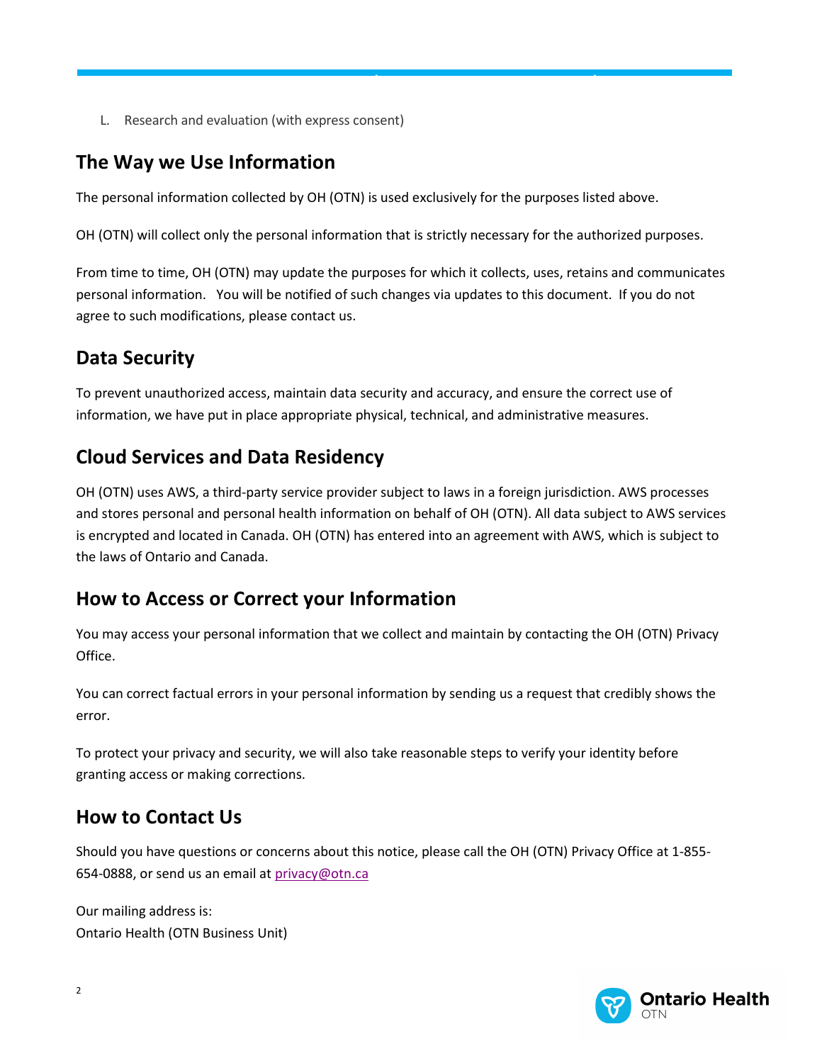L. Research and evaluation (with express consent)

## The Way we Use Information

The personal information collected by OH (OTN) is used exclusively for the purposes listed above.

OH (OTN) will collect only the personal information that is strictly necessary for the authorized purposes.

From time to time, OH (OTN) may update the purposes for which it collects, uses, retains and communicates personal information. You will be notified of such changes via updates to this document. If you do not agree to such modifications, please contact us.

## Data Security

To prevent unauthorized access, maintain data security and accuracy, and ensure the correct use of information, we have put in place appropriate physical, technical, and administrative measures.

## Cloud Services and Data Residency

OH (OTN) uses AWS, a third-party service provider subject to laws in a foreign jurisdiction. AWS processes and stores personal and personal health information on behalf of OH (OTN). All data subject to AWS services is encrypted and located in Canada. OH (OTN) has entered into an agreement with AWS, which is subject to the laws of Ontario and Canada.

## How to Access or Correct your Information

You may access your personal information that we collect and maintain by contacting the OH (OTN) Privacy Office.

You can correct factual errors in your personal information by sending us a request that credibly shows the error.

To protect your privacy and security, we will also take reasonable steps to verify your identity before granting access or making corrections.

## How to Contact Us

Should you have questions or concerns about this notice, please call the OH (OTN) Privacy Office at 1-855-654-0888, or send us an email at privacy@otn.ca

Our mailing address is:
Ontario Health (OTN Business Unit)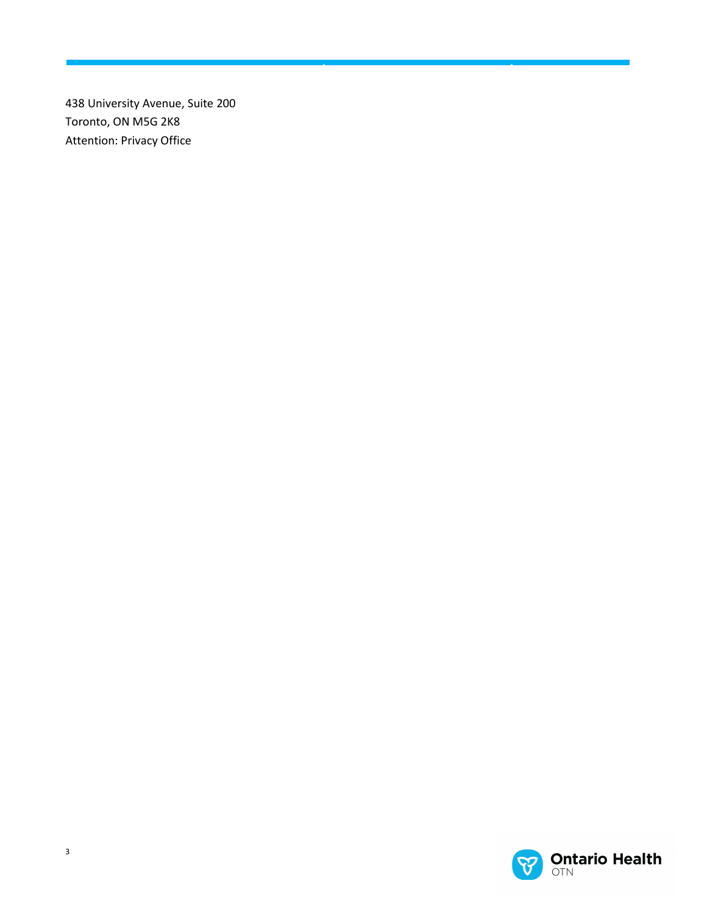438 University Avenue, Suite 200
Toronto, ON M5G 2K8
Attention: Privacy Office